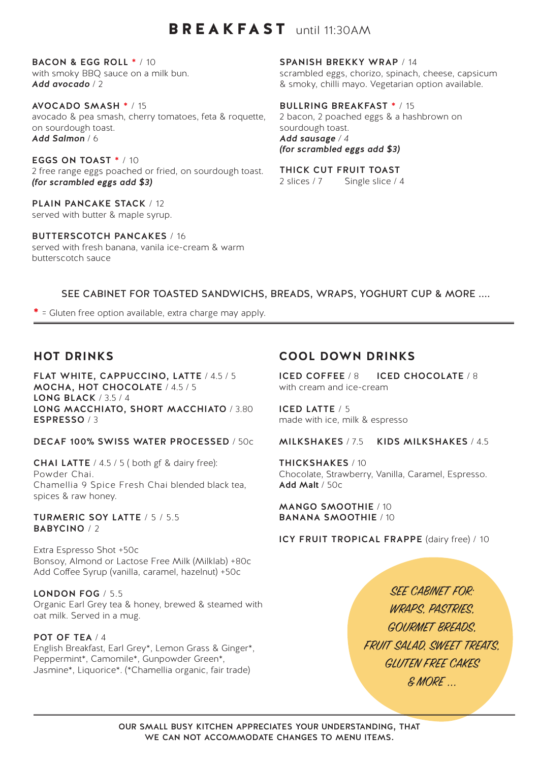# **BREAKFAST** until 11:30AM

**BACON & EGG ROLL** * / 10
with smoky BBQ sauce on a milk bun.
***Add avocado*** / 2

**AVOCADO SMASH** * / 15
avocado & pea smash, cherry tomatoes, feta & roquette, on sourdough toast.
***Add Salmon*** / 6

**EGGS ON TOAST** * / 10
2 free range eggs poached or fried, on sourdough toast.
***(for scrambled eggs add $3)***

**PLAIN PANCAKE STACK** / 12
served with butter & maple syrup.

**BUTTERSCOTCH PANCAKES** / 16
served with fresh banana, vanila ice-cream & warm butterscotch sauce

**SPANISH BREKKY WRAP** / 14
scrambled eggs, chorizo, spinach, cheese, capsicum & smoky, chilli mayo. Vegetarian option available.

**BULLRING BREAKFAST** * / 15
2 bacon, 2 poached eggs & a hashbrown on sourdough toast.
***Add sausage*** */ 4*
***(for scrambled eggs add $3)***

**THICK CUT FRUIT TOAST**
2 slices / 7 Single slice / 4

SEE CABINET FOR TOASTED SANDWICHS, BREADS, WRAPS, YOGHURT CUP & MORE ....

* = Gluten free option available, extra charge may apply.

## HOT DRINKS

**FLAT WHITE, CAPPUCCINO, LATTE** / 4.5 / 5
**MOCHA, HOT CHOCOLATE** / 4.5 / 5
**LONG BLACK** / 3.5 / 4
**LONG MACCHIATO, SHORT MACCHIATO** / 3.80
**ESPRESSO** / 3

**DECAF 100% SWISS WATER PROCESSED** / 50c

**CHAI LATTE** / 4.5 / 5 ( both gf & dairy free):
Powder Chai.
Chamellia 9 Spice Fresh Chai blended black tea, spices & raw honey.

**TURMERIC SOY LATTE** / 5 / 5.5
**BABYCINO** / 2

Extra Espresso Shot +50c
Bonsoy, Almond or Lactose Free Milk (Milklab) +80c
Add Coffee Syrup (vanilla, caramel, hazelnut) +50c

**LONDON FOG** / 5.5
Organic Earl Grey tea & honey, brewed & steamed with oat milk. Served in a mug.

**POT OF TEA** / 4
English Breakfast, Earl Grey*, Lemon Grass & Ginger*, Peppermint*, Camomile*, Gunpowder Green*, Jasmine*, Liquorice*. (*Chamellia organic, fair trade)

## COOL DOWN DRINKS

**ICED COFFEE** / 8 **ICED CHOCOLATE** / 8
with cream and ice-cream

**ICED LATTE** / 5
made with ice, milk & espresso

**MILKSHAKES** / 7.5 **KIDS MILKSHAKES** / 4.5

**THICKSHAKES** / 10
Chocolate, Strawberry, Vanilla, Caramel, Espresso.
**Add Malt** / 50c

**MANGO SMOOTHIE** / 10
**BANANA SMOOTHIE** / 10

**ICY FRUIT TROPICAL FRAPPE** (dairy free) / 10

*SEE CABINET FOR: WRAPS, PASTRIES, GOURMET BREADS, FRUIT SALAD, SWEET TREATS, GLUTEN FREE CAKES & MORE ...*

**OUR SMALL BUSY KITCHEN APPRECIATES YOUR UNDERSTANDING, THAT WE CAN NOT ACCOMMODATE CHANGES TO MENU ITEMS.**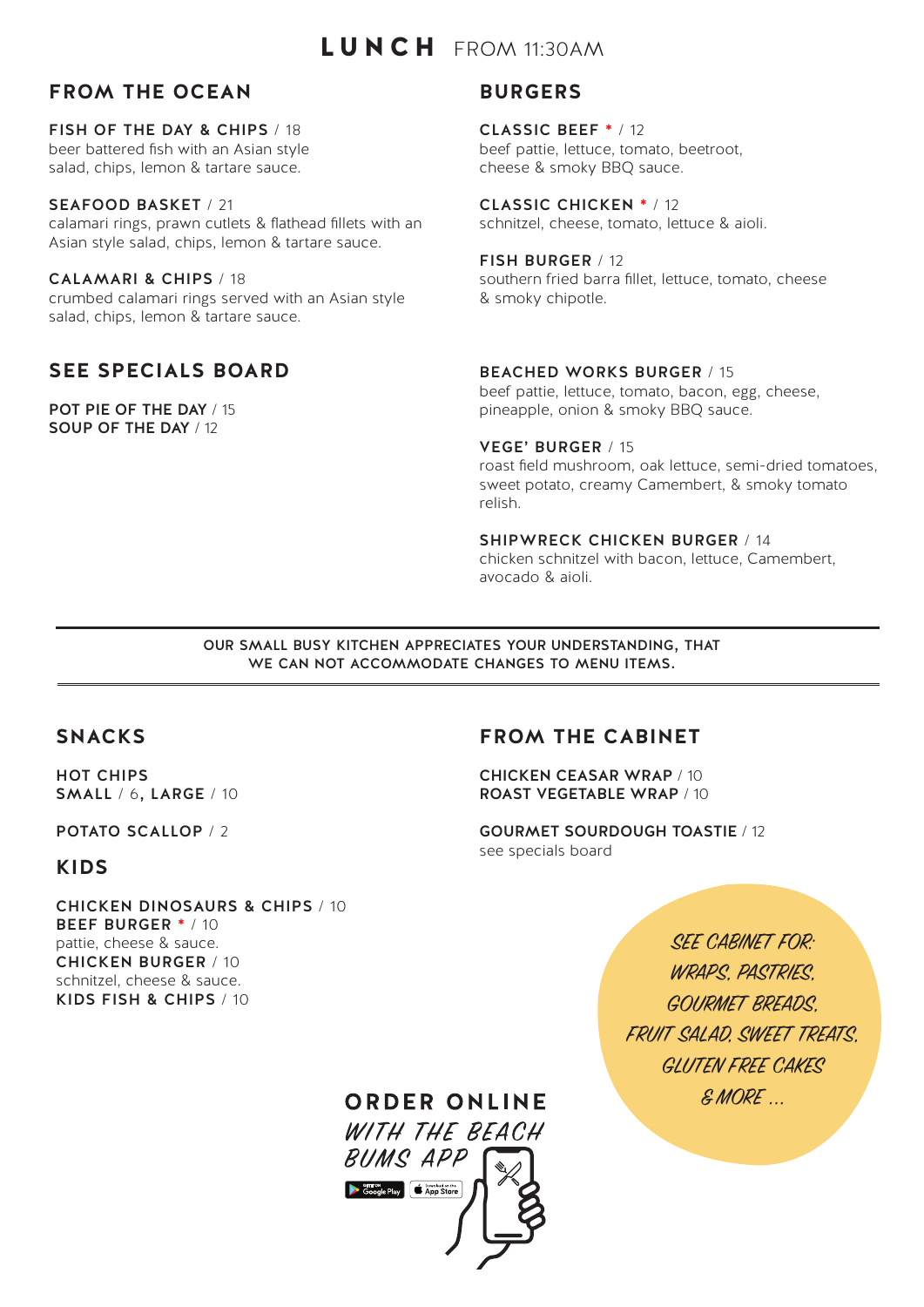# LUNCH FROM 11:30AM

## FROM THE OCEAN

**FISH OF THE DAY & CHIPS** / 18
beer battered fish with an Asian style salad, chips, lemon & tartare sauce.

**SEAFOOD BASKET** / 21
calamari rings, prawn cutlets & flathead fillets with an Asian style salad, chips, lemon & tartare sauce.

**CALAMARI & CHIPS** / 18
crumbed calamari rings served with an Asian style salad, chips, lemon & tartare sauce.

## SEE SPECIALS BOARD

**POT PIE OF THE DAY** / 15
**SOUP OF THE DAY** / 12

## BURGERS

**CLASSIC BEEF** * / 12
beef pattie, lettuce, tomato, beetroot, cheese & smoky BBQ sauce.

**CLASSIC CHICKEN** * / 12
schnitzel, cheese, tomato, lettuce & aioli.

**FISH BURGER** / 12
southern fried barra fillet, lettuce, tomato, cheese & smoky chipotle.

**BEACHED WORKS BURGER** / 15
beef pattie, lettuce, tomato, bacon, egg, cheese, pineapple, onion & smoky BBQ sauce.

**VEGE' BURGER** / 15
roast field mushroom, oak lettuce, semi-dried tomatoes, sweet potato, creamy Camembert, & smoky tomato relish.

**SHIPWRECK CHICKEN BURGER** / 14
chicken schnitzel with bacon, lettuce, Camembert, avocado & aioli.

---

**OUR SMALL BUSY KITCHEN APPRECIATES YOUR UNDERSTANDING, THAT WE CAN NOT ACCOMMODATE CHANGES TO MENU ITEMS.**

---

## SNACKS

**HOT CHIPS**
**SMALL** / 6, **LARGE** / 10

**POTATO SCALLOP** / 2

## KIDS

**CHICKEN DINOSAURS & CHIPS** / 10
**BEEF BURGER** * / 10
pattie, cheese & sauce.
**CHICKEN BURGER** / 10
schnitzel, cheese & sauce.
**KIDS FISH & CHIPS** / 10

## FROM THE CABINET

**CHICKEN CEASAR WRAP** / 10
**ROAST VEGETABLE WRAP** / 10

**GOURMET SOURDOUGH TOASTIE** / 12
see specials board

*SEE CABINET FOR: WRAPS, PASTRIES, GOURMET BREADS, FRUIT SALAD, SWEET TREATS, GLUTEN FREE CAKES & MORE ...*

**ORDER ONLINE**
*WITH THE BEACH BUMS APP*

GET IT ON Google Play
Download on the App Store